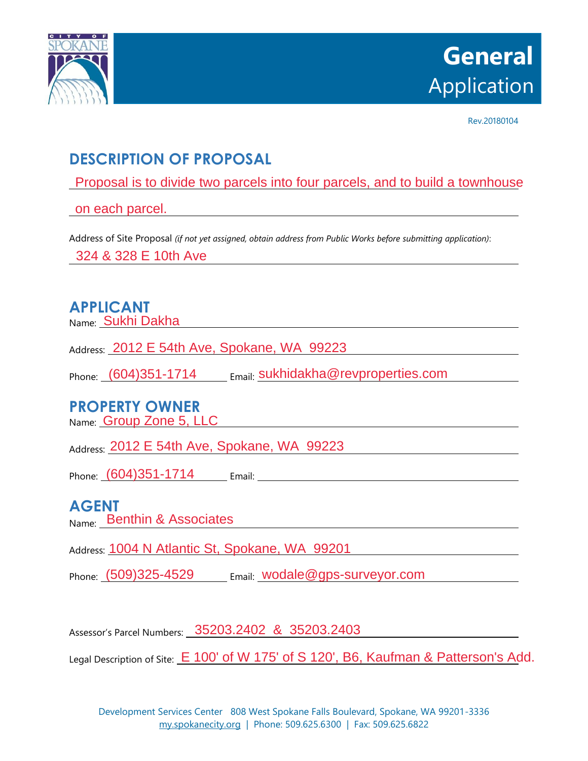# General Application

Rev.20180104

## DESCRIPTION OF PROPOSAL

Proposal is to divide two parcels into four parcels, and to build a townhouse on each parcel.

Address of Site Proposal *(if not yet assigned, obtain address from Public Works before submitting application)*: 324 & 328 E 10th Ave

## APPLICANT

Name: Sukhi Dakha

Address: 2012 E 54th Ave, Spokane, WA 99223

Phone: (604)351-1714 Email: sukhidakha@revproperties.com

## PROPERTY OWNER

Name: Group Zone 5, LLC

Address: 2012 E 54th Ave, Spokane, WA 99223

Phone: (604)351-1714 Email:

## AGENT

Name: Benthin & Associates

Address: 1004 N Atlantic St, Spokane, WA 99201

Phone: (509)325-4529 Email: wodale@gps-surveyor.com

Assessor's Parcel Numbers: 35203.2402 & 35203.2403

Legal Description of Site: E 100' of W 175' of S 120', B6, Kaufman & Patterson's Add.

Development Services Center 808 West Spokane Falls Boulevard, Spokane, WA 99201-3336
my.spokanecity.org | Phone: 509.625.6300 | Fax: 509.625.6822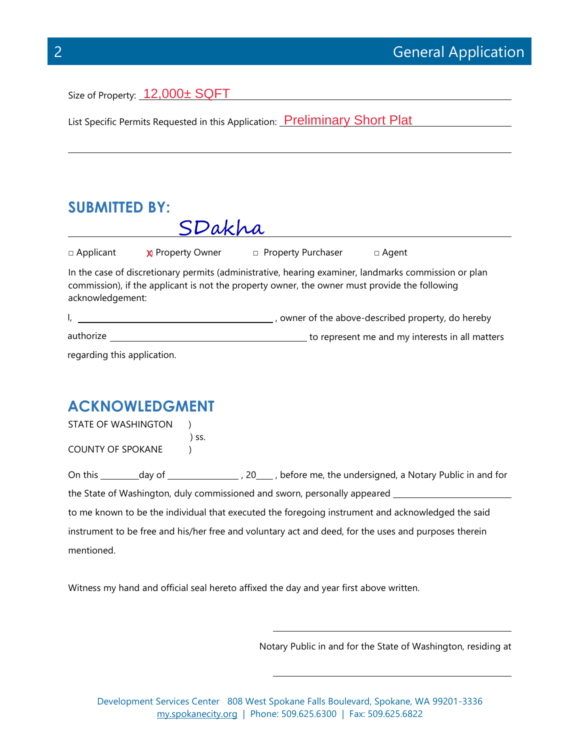Size of Property: 12,000± SQFT

List Specific Permits Requested in this Application: Preliminary Short Plat

## SUBMITTED BY:

SDakha

☐ Applicant ☒ Property Owner ☐ Property Purchaser ☐ Agent

In the case of discretionary permits (administrative, hearing examiner, landmarks commission or plan commission), if the applicant is not the property owner, the owner must provide the following acknowledgement:

I, ______________________________, owner of the above-described property, do hereby authorize ______________________________ to represent me and my interests in all matters regarding this application.

## ACKNOWLEDGMENT

STATE OF WASHINGTON )
) ss.
COUNTY OF SPOKANE )

On this ________day of ______________ , 20____ , before me, the undersigned, a Notary Public in and for the State of Washington, duly commissioned and sworn, personally appeared ______________________ to me known to be the individual that executed the foregoing instrument and acknowledged the said instrument to be free and his/her free and voluntary act and deed, for the uses and purposes therein mentioned.

Witness my hand and official seal hereto affixed the day and year first above written.

______________________________

Notary Public in and for the State of Washington, residing at

______________________________

Development Services Center 808 West Spokane Falls Boulevard, Spokane, WA 99201-3336
my.spokanecity.org | Phone: 509.625.6300 | Fax: 509.625.6822